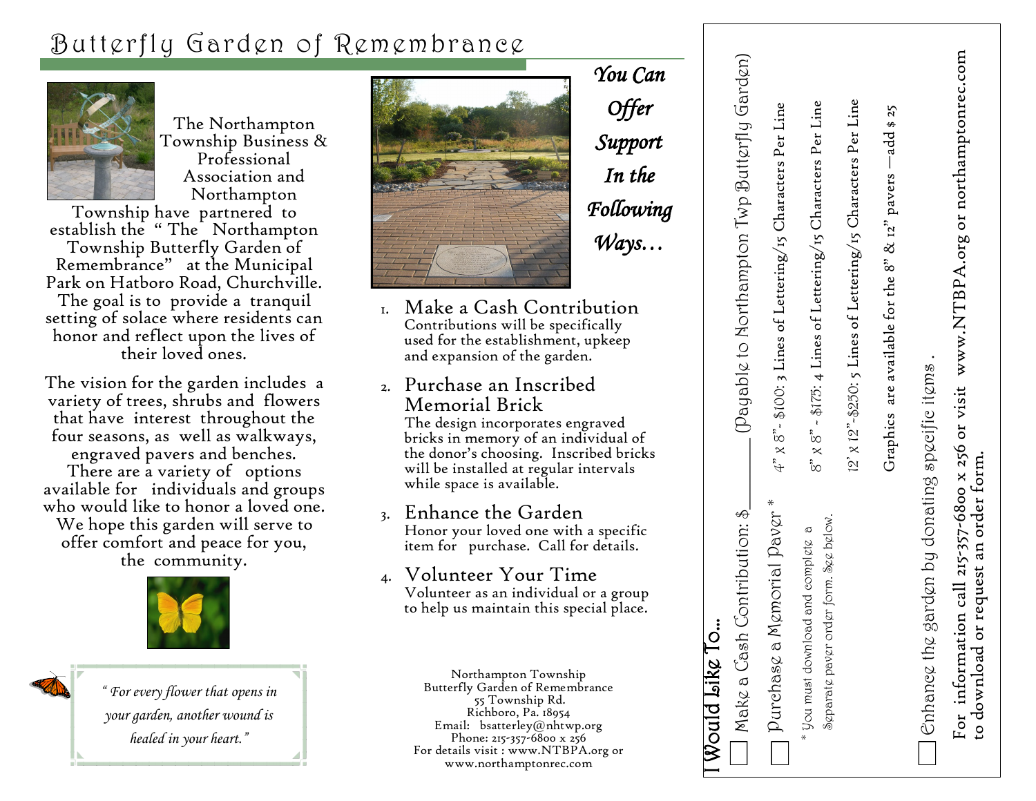# Butterfly Garden of Remembrance

The Northampton Township Business & Professional Association and Northampton Township have partnered to establish the " The Northampton Township Butterfly Garden of Remembrance" at the Municipal Park on Hatboro Road, Churchville. The goal is to provide a tranquil setting of solace where residents can honor and reflect upon the lives of their loved ones.

The vision for the garden includes a variety of trees, shrubs and flowers that have interest throughout the four seasons, as well as walkways, engraved pavers and benches. There are a variety of options available for individuals and groups who would like to honor a loved one. We hope this garden will serve to offer comfort and peace for you, the community.

*" For every flower that opens in your garden, another wound is healed in your heart."*

## *You Can Offer Support In the Following Ways…*

1. **Make a Cash Contribution**
   Contributions will be specifically used for the establishment, upkeep and expansion of the garden.
2. **Purchase an Inscribed Memorial Brick**
   The design incorporates engraved bricks in memory of an individual of the donor's choosing. Inscribed bricks will be installed at regular intervals while space is available.
3. **Enhance the Garden**
   Honor your loved one with a specific item for purchase. Call for details.
4. **Volunteer Your Time**
   Volunteer as an individual or a group to help us maintain this special place.

Northampton Township
Butterfly Garden of Remembrance
55 Township Rd.
Richboro, Pa. 18954
Email: bsatterley@nhtwp.org
Phone: 215-357-6800 x 256
For details visit : www.NTBPA.org or www.northamptonrec.com

## I Would Like To...

☐ Make a Cash Contribution: $\_\_\_\_\_\_\_\_ (Payable to Northampton Twp Butterfly Garden)

☐ Purchase a Memorial Paver \*

- 4" x 8" - $100: 3 Lines of Lettering/15 Characters Per Line
- 8" x 8" - $175: 4 Lines of Lettering/15 Characters Per Line
- 12' x 12" -$250: 5 Lines of Lettering/15 Characters Per Line
- Graphics are available for the 8" & 12" pavers —add $ 25

\* You must download and complete a separate paver order form. See below.

☐ Enhance the garden by donating specific items .

For information call 215-357-6800 x 256 or visit www.NTBPA.org or northamptonrec.com to download or request an order form.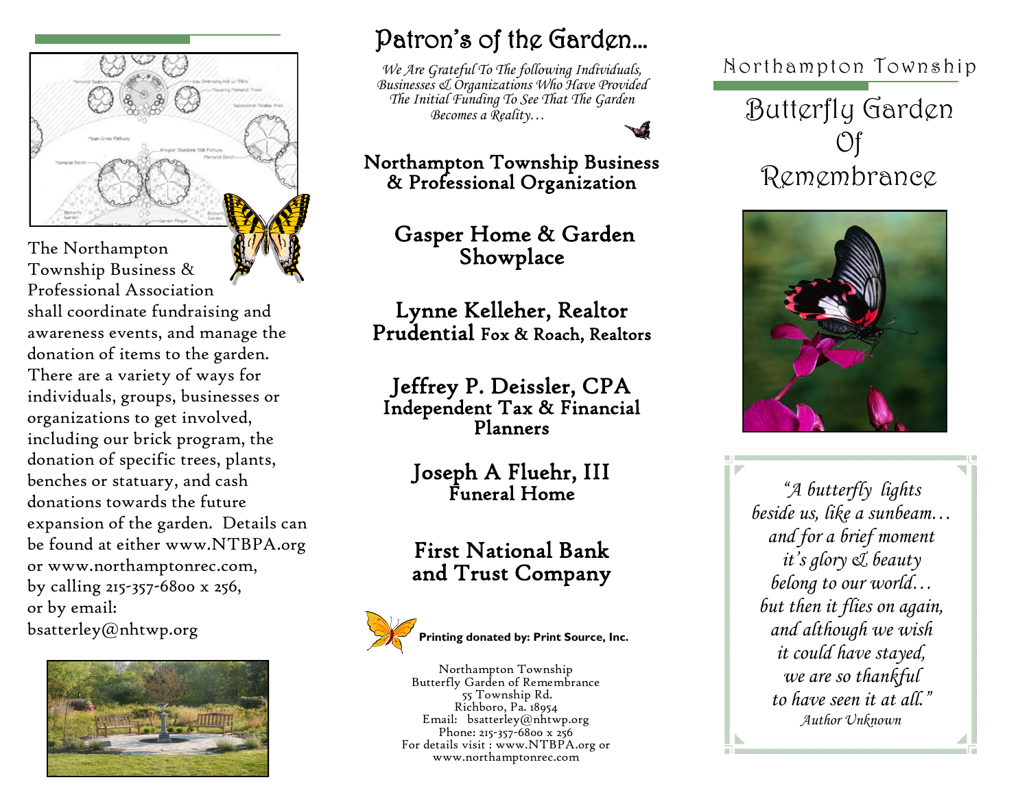The Northampton Township Business & Professional Association shall coordinate fundraising and awareness events, and manage the donation of items to the garden. There are a variety of ways for individuals, groups, businesses or organizations to get involved, including our brick program, the donation of specific trees, plants, benches or statuary, and cash donations towards the future expansion of the garden. Details can be found at either www.NTBPA.org or www.northamptonrec.com, by calling 215-357-6800 x 256, or by email: bsatterley@nhtwp.org

# Patron's of the Garden…

*We Are Grateful To The following Individuals, Businesses & Organizations Who Have Provided The Initial Funding To See That The Garden Becomes a Reality…*

**Northampton Township Business & Professional Organization**

**Gasper Home & Garden Showplace**

**Lynne Kelleher, Realtor**
**Prudential Fox & Roach, Realtors**

**Jeffrey P. Deissler, CPA**
**Independent Tax & Financial Planners**

**Joseph A Fluehr, III**
**Funeral Home**

**First National Bank and Trust Company**

**Printing donated by: Print Source, Inc.**

Northampton Township
Butterfly Garden of Remembrance
55 Township Rd.
Richboro, Pa. 18954
Email: bsatterley@nhtwp.org
Phone: 215-357-6800 x 256
For details visit : www.NTBPA.org or www.northamptonrec.com

Northampton Township

# Butterfly Garden Of Remembrance

*"A butterfly lights beside us, like a sunbeam… and for a brief moment it's glory & beauty belong to our world… but then it flies on again, and although we wish it could have stayed, we are so thankful to have seen it at all."*
*Author Unknown*